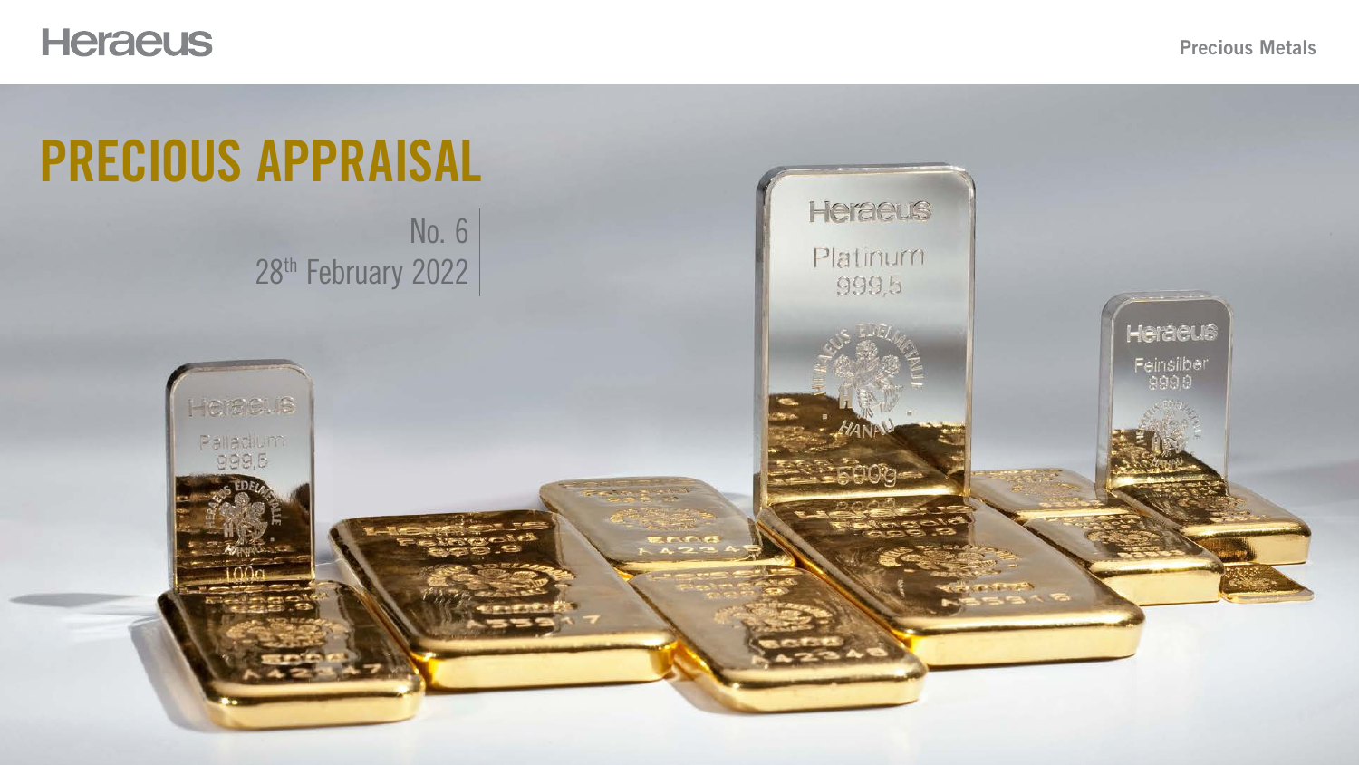# PRECIOUS APPRAISAL

No. 6
28th February 2022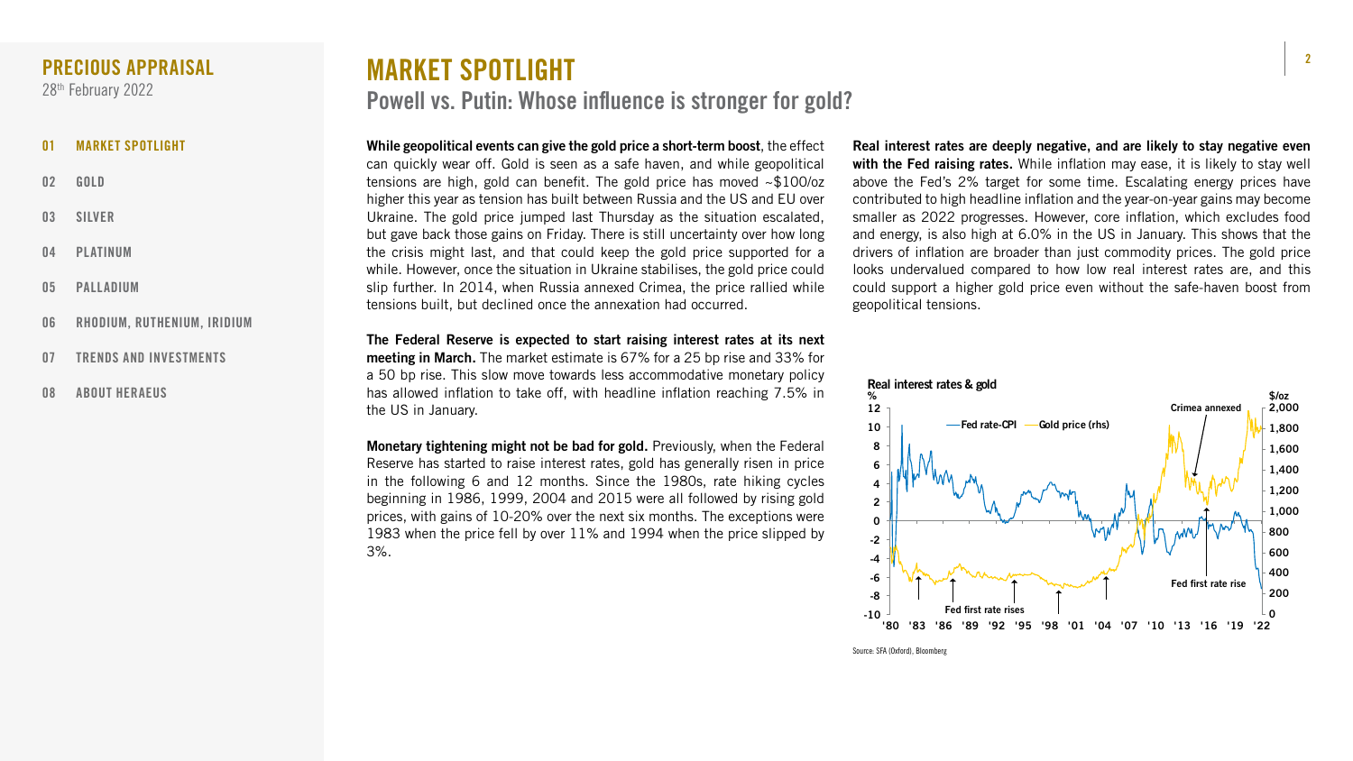# MARKET SPOTLIGHT

## Powell vs. Putin: Whose influence is stronger for gold?

**While geopolitical events can give the gold price a short-term boost**, the effect can quickly wear off. Gold is seen as a safe haven, and while geopolitical tensions are high, gold can benefit. The gold price has moved ~$100/oz higher this year as tension has built between Russia and the US and EU over Ukraine. The gold price jumped last Thursday as the situation escalated, but gave back those gains on Friday. There is still uncertainty over how long the crisis might last, and that could keep the gold price supported for a while. However, once the situation in Ukraine stabilises, the gold price could slip further. In 2014, when Russia annexed Crimea, the price rallied while tensions built, but declined once the annexation had occurred.

**The Federal Reserve is expected to start raising interest rates at its next meeting in March.** The market estimate is 67% for a 25 bp rise and 33% for a 50 bp rise. This slow move towards less accommodative monetary policy has allowed inflation to take off, with headline inflation reaching 7.5% in the US in January.

**Monetary tightening might not be bad for gold.** Previously, when the Federal Reserve has started to raise interest rates, gold has generally risen in price in the following 6 and 12 months. Since the 1980s, rate hiking cycles beginning in 1986, 1999, 2004 and 2015 were all followed by rising gold prices, with gains of 10-20% over the next six months. The exceptions were 1983 when the price fell by over 11% and 1994 when the price slipped by 3%.

**Real interest rates are deeply negative, and are likely to stay negative even with the Fed raising rates.** While inflation may ease, it is likely to stay well above the Fed's 2% target for some time. Escalating energy prices have contributed to high headline inflation and the year-on-year gains may become smaller as 2022 progresses. However, core inflation, which excludes food and energy, is also high at 6.0% in the US in January. This shows that the drivers of inflation are broader than just commodity prices. The gold price looks undervalued compared to how low real interest rates are, and this could support a higher gold price even without the safe-haven boost from geopolitical tensions.

**Real interest rates & gold**

Source: SFA (Oxford), Bloomberg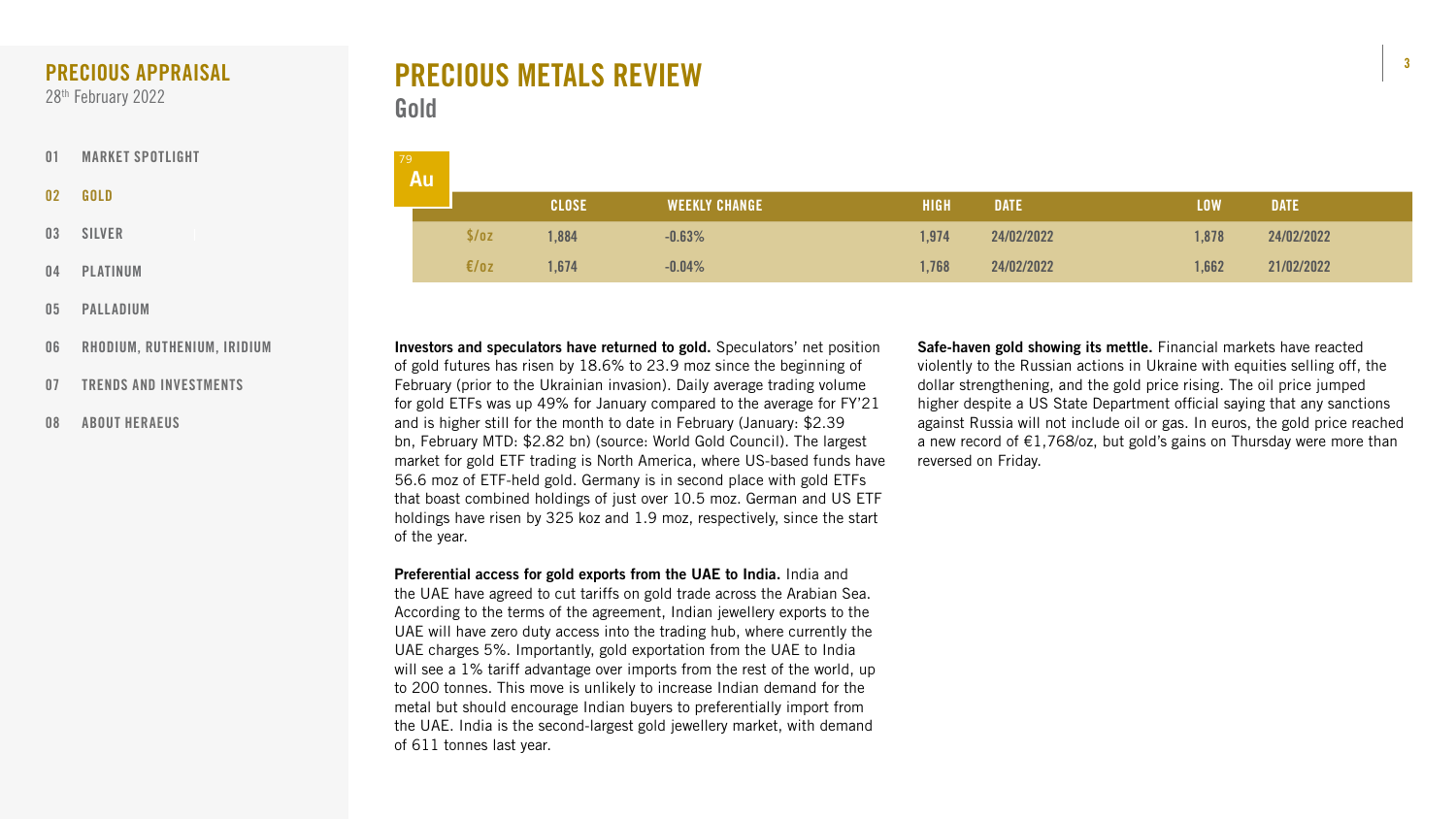# PRECIOUS METALS REVIEW

## Gold

79 Au

| | CLOSE | WEEKLY CHANGE | HIGH | DATE | LOW | DATE |
|---|---|---|---|---|---|---|
| $/oz | 1,884 | -0.63% | 1,974 | 24/02/2022 | 1,878 | 24/02/2022 |
| €/oz | 1,674 | -0.04% | 1,768 | 24/02/2022 | 1,662 | 21/02/2022 |

**Investors and speculators have returned to gold.** Speculators' net position of gold futures has risen by 18.6% to 23.9 moz since the beginning of February (prior to the Ukrainian invasion). Daily average trading volume for gold ETFs was up 49% for January compared to the average for FY'21 and is higher still for the month to date in February (January: $2.39 bn, February MTD: $2.82 bn) (source: World Gold Council). The largest market for gold ETF trading is North America, where US-based funds have 56.6 moz of ETF-held gold. Germany is in second place with gold ETFs that boast combined holdings of just over 10.5 moz. German and US ETF holdings have risen by 325 koz and 1.9 moz, respectively, since the start of the year.

**Preferential access for gold exports from the UAE to India.** India and the UAE have agreed to cut tariffs on gold trade across the Arabian Sea. According to the terms of the agreement, Indian jewellery exports to the UAE will have zero duty access into the trading hub, where currently the UAE charges 5%. Importantly, gold exportation from the UAE to India will see a 1% tariff advantage over imports from the rest of the world, up to 200 tonnes. This move is unlikely to increase Indian demand for the metal but should encourage Indian buyers to preferentially import from the UAE. India is the second-largest gold jewellery market, with demand of 611 tonnes last year.

**Safe-haven gold showing its mettle.** Financial markets have reacted violently to the Russian actions in Ukraine with equities selling off, the dollar strengthening, and the gold price rising. The oil price jumped higher despite a US State Department official saying that any sanctions against Russia will not include oil or gas. In euros, the gold price reached a new record of €1,768/oz, but gold's gains on Thursday were more than reversed on Friday.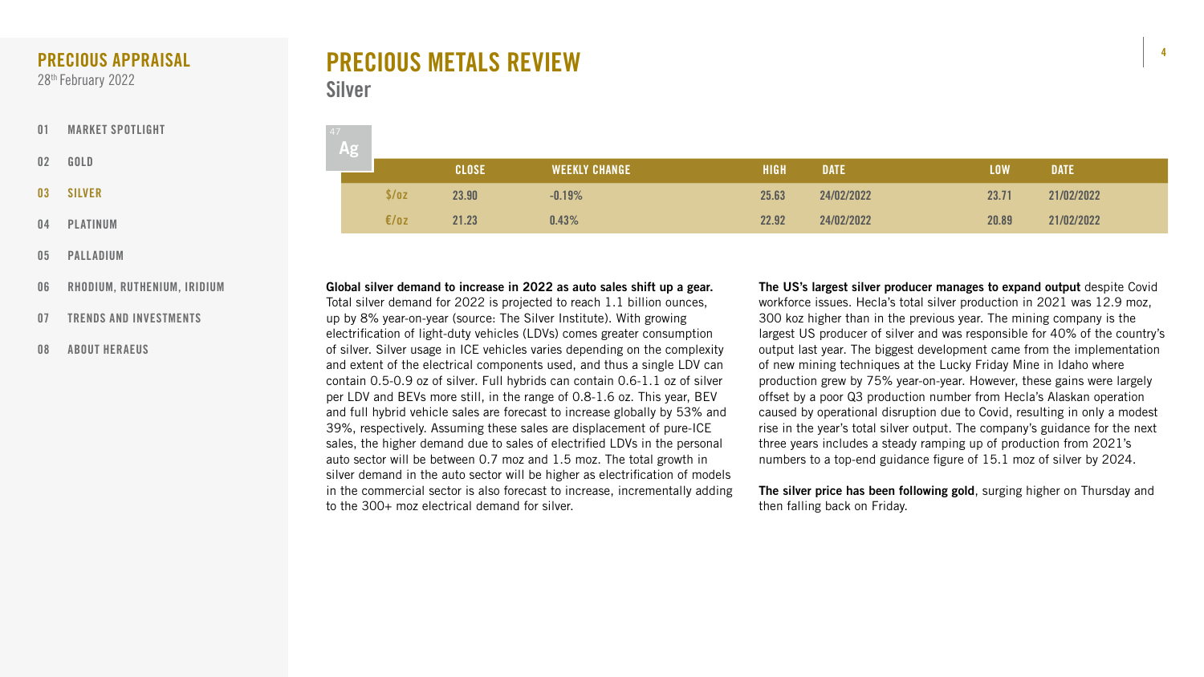# PRECIOUS METALS REVIEW

## Silver

47
Ag

| | CLOSE | WEEKLY CHANGE | HIGH | DATE | LOW | DATE |
|---|---|---|---|---|---|---|
| $/oz | 23.90 | -0.19% | 25.63 | 24/02/2022 | 23.71 | 21/02/2022 |
| €/oz | 21.23 | 0.43% | 22.92 | 24/02/2022 | 20.89 | 21/02/2022 |

**Global silver demand to increase in 2022 as auto sales shift up a gear.** Total silver demand for 2022 is projected to reach 1.1 billion ounces, up by 8% year-on-year (source: The Silver Institute). With growing electrification of light-duty vehicles (LDVs) comes greater consumption of silver. Silver usage in ICE vehicles varies depending on the complexity and extent of the electrical components used, and thus a single LDV can contain 0.5-0.9 oz of silver. Full hybrids can contain 0.6-1.1 oz of silver per LDV and BEVs more still, in the range of 0.8-1.6 oz. This year, BEV and full hybrid vehicle sales are forecast to increase globally by 53% and 39%, respectively. Assuming these sales are displacement of pure-ICE sales, the higher demand due to sales of electrified LDVs in the personal auto sector will be between 0.7 moz and 1.5 moz. The total growth in silver demand in the auto sector will be higher as electrification of models in the commercial sector is also forecast to increase, incrementally adding to the 300+ moz electrical demand for silver.

**The US's largest silver producer manages to expand output** despite Covid workforce issues. Hecla's total silver production in 2021 was 12.9 moz, 300 koz higher than in the previous year. The mining company is the largest US producer of silver and was responsible for 40% of the country's output last year. The biggest development came from the implementation of new mining techniques at the Lucky Friday Mine in Idaho where production grew by 75% year-on-year. However, these gains were largely offset by a poor Q3 production number from Hecla's Alaskan operation caused by operational disruption due to Covid, resulting in only a modest rise in the year's total silver output. The company's guidance for the next three years includes a steady ramping up of production from 2021's numbers to a top-end guidance figure of 15.1 moz of silver by 2024.

**The silver price has been following gold**, surging higher on Thursday and then falling back on Friday.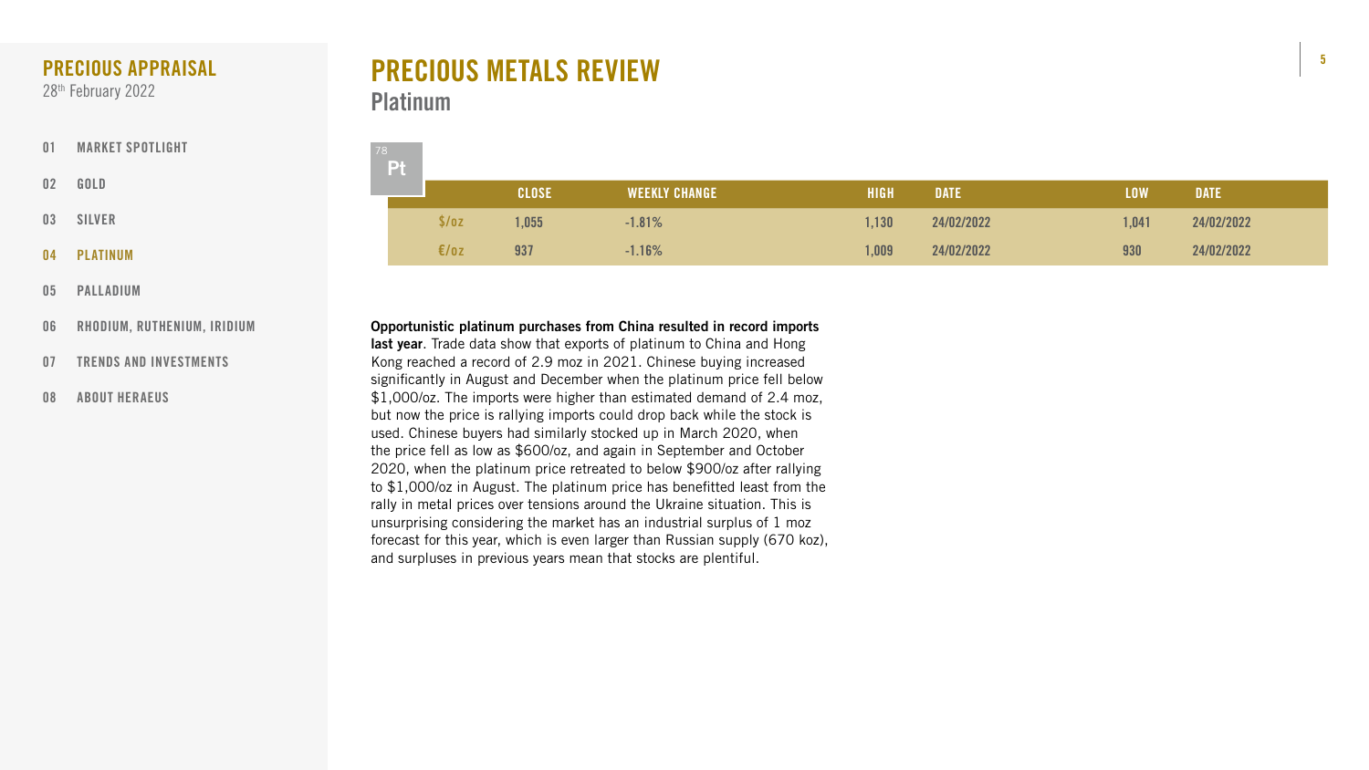## PRECIOUS APPRAISAL
28th February 2022

- 01 MARKET SPOTLIGHT
- 02 GOLD
- 03 SILVER
- 04 PLATINUM
- 05 PALLADIUM
- 06 RHODIUM, RUTHENIUM, IRIDIUM
- 07 TRENDS AND INVESTMENTS
- 08 ABOUT HERAEUS

# PRECIOUS METALS REVIEW

## Platinum

78 Pt

| | CLOSE | WEEKLY CHANGE | HIGH | DATE | LOW | DATE |
|---|---|---|---|---|---|---|
| $/oz | 1,055 | -1.81% | 1,130 | 24/02/2022 | 1,041 | 24/02/2022 |
| €/oz | 937 | -1.16% | 1,009 | 24/02/2022 | 930 | 24/02/2022 |

**Opportunistic platinum purchases from China resulted in record imports last year**. Trade data show that exports of platinum to China and Hong Kong reached a record of 2.9 moz in 2021. Chinese buying increased significantly in August and December when the platinum price fell below $1,000/oz. The imports were higher than estimated demand of 2.4 moz, but now the price is rallying imports could drop back while the stock is used. Chinese buyers had similarly stocked up in March 2020, when the price fell as low as $600/oz, and again in September and October 2020, when the platinum price retreated to below $900/oz after rallying to $1,000/oz in August. The platinum price has benefitted least from the rally in metal prices over tensions around the Ukraine situation. This is unsurprising considering the market has an industrial surplus of 1 moz forecast for this year, which is even larger than Russian supply (670 koz), and surpluses in previous years mean that stocks are plentiful.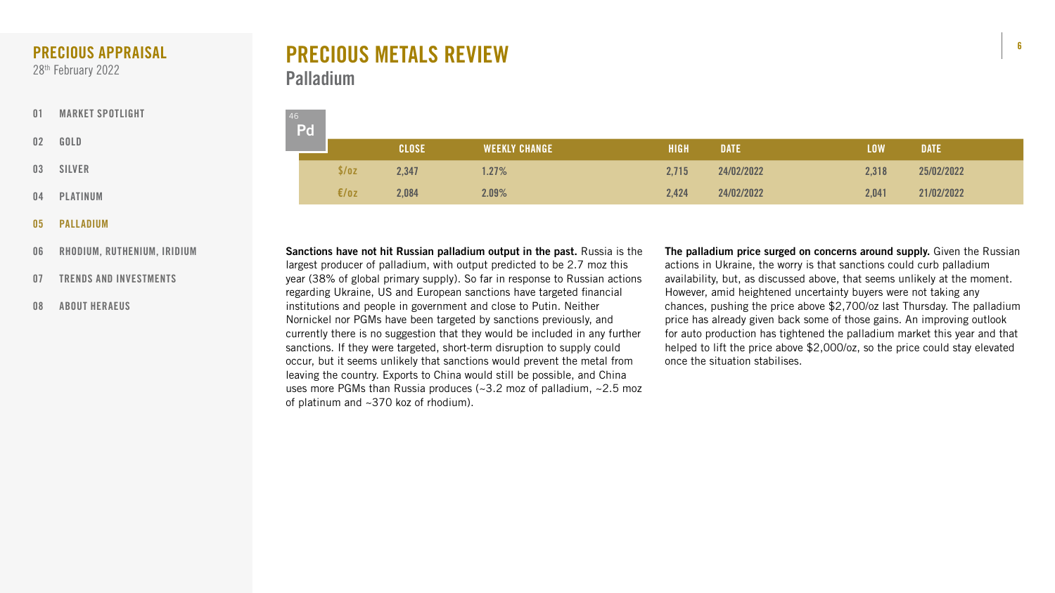# PRECIOUS METALS REVIEW

## Palladium

46 Pd

| | CLOSE | WEEKLY CHANGE | HIGH | DATE | LOW | DATE |
|---|---|---|---|---|---|---|
| $/oz | 2,347 | 1.27% | 2,715 | 24/02/2022 | 2,318 | 25/02/2022 |
| €/oz | 2,084 | 2.09% | 2,424 | 24/02/2022 | 2,041 | 21/02/2022 |

**Sanctions have not hit Russian palladium output in the past.** Russia is the largest producer of palladium, with output predicted to be 2.7 moz this year (38% of global primary supply). So far in response to Russian actions regarding Ukraine, US and European sanctions have targeted financial institutions and people in government and close to Putin. Neither Nornickel nor PGMs have been targeted by sanctions previously, and currently there is no suggestion that they would be included in any further sanctions. If they were targeted, short-term disruption to supply could occur, but it seems unlikely that sanctions would prevent the metal from leaving the country. Exports to China would still be possible, and China uses more PGMs than Russia produces (~3.2 moz of palladium, ~2.5 moz of platinum and ~370 koz of rhodium).

**The palladium price surged on concerns around supply.** Given the Russian actions in Ukraine, the worry is that sanctions could curb palladium availability, but, as discussed above, that seems unlikely at the moment. However, amid heightened uncertainty buyers were not taking any chances, pushing the price above $2,700/oz last Thursday. The palladium price has already given back some of those gains. An improving outlook for auto production has tightened the palladium market this year and that helped to lift the price above $2,000/oz, so the price could stay elevated once the situation stabilises.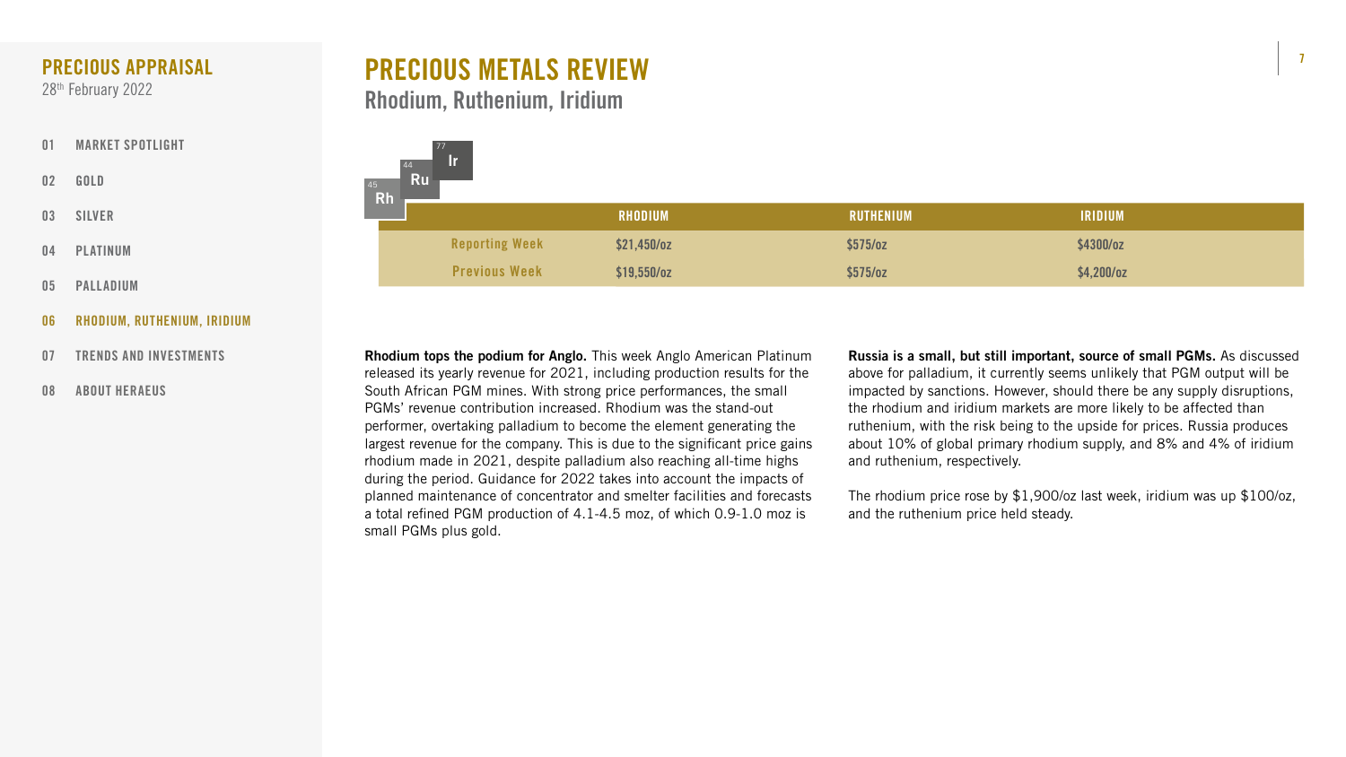PRECIOUS APPRAISAL
28th February 2022

- 01 MARKET SPOTLIGHT
- 02 GOLD
- 03 SILVER
- 04 PLATINUM
- 05 PALLADIUM
- 06 RHODIUM, RUTHENIUM, IRIDIUM
- 07 TRENDS AND INVESTMENTS
- 08 ABOUT HERAEUS

# PRECIOUS METALS REVIEW

## Rhodium, Ruthenium, Iridium

|  | RHODIUM | RUTHENIUM | IRIDIUM |
|---|---|---|---|
| Reporting Week | $21,450/oz | $575/oz | $4300/oz |
| Previous Week | $19,550/oz | $575/oz | $4,200/oz |

**Rhodium tops the podium for Anglo.** This week Anglo American Platinum released its yearly revenue for 2021, including production results for the South African PGM mines. With strong price performances, the small PGMs' revenue contribution increased. Rhodium was the stand-out performer, overtaking palladium to become the element generating the largest revenue for the company. This is due to the significant price gains rhodium made in 2021, despite palladium also reaching all-time highs during the period. Guidance for 2022 takes into account the impacts of planned maintenance of concentrator and smelter facilities and forecasts a total refined PGM production of 4.1-4.5 moz, of which 0.9-1.0 moz is small PGMs plus gold.

**Russia is a small, but still important, source of small PGMs.** As discussed above for palladium, it currently seems unlikely that PGM output will be impacted by sanctions. However, should there be any supply disruptions, the rhodium and iridium markets are more likely to be affected than ruthenium, with the risk being to the upside for prices. Russia produces about 10% of global primary rhodium supply, and 8% and 4% of iridium and ruthenium, respectively.

The rhodium price rose by $1,900/oz last week, iridium was up $100/oz, and the ruthenium price held steady.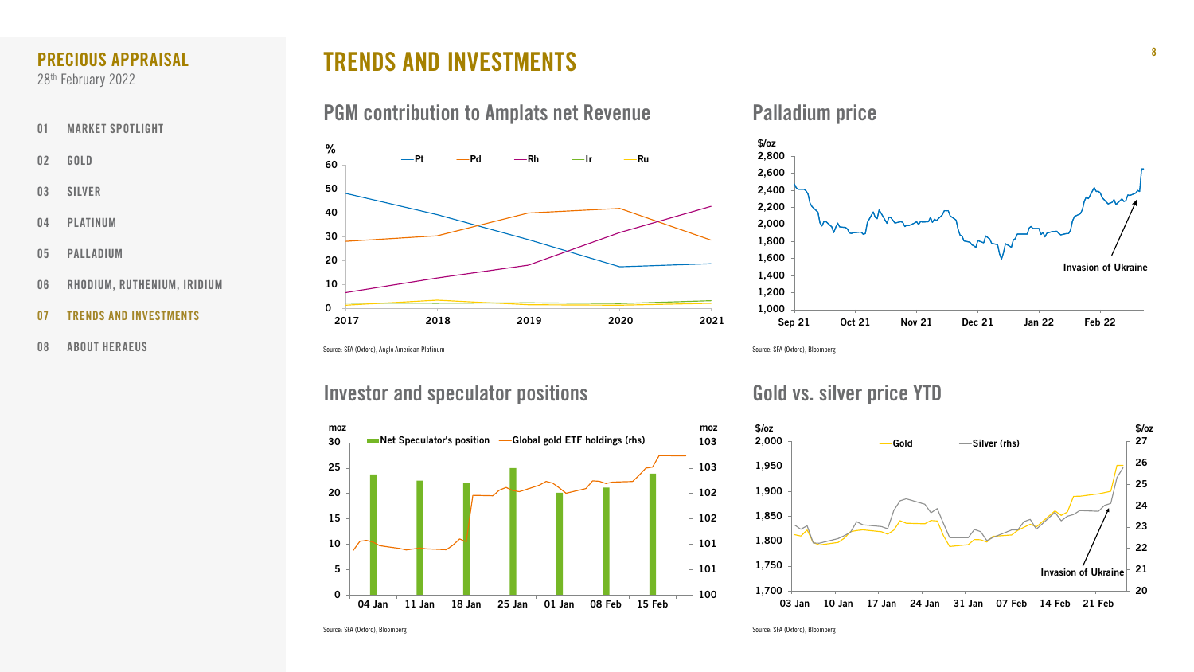# TRENDS AND INVESTMENTS

## PGM contribution to Amplats net Revenue

%

Pt | Pd | Rh | Ir | Ru

Source: SFA (Oxford), Anglo American Platinum

## Palladium price

$/oz

Invasion of Ukraine

Source: SFA (Oxford), Bloomberg

## Investor and speculator positions

moz

Net Speculator's position | Global gold ETF holdings (rhs)

Source: SFA (Oxford), Bloomberg

## Gold vs. silver price YTD

$/oz

Gold | Silver (rhs)

Invasion of Ukraine

Source: SFA (Oxford), Bloomberg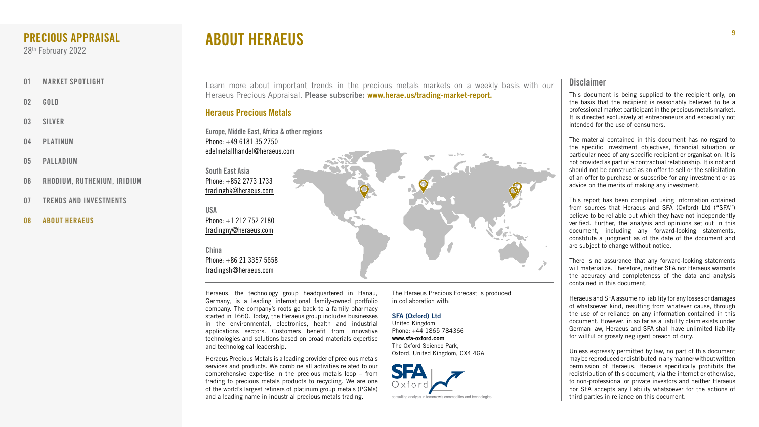# ABOUT HERAEUS

Learn more about important trends in the precious metals markets on a weekly basis with our Heraeus Precious Appraisal. **Please subscribe: [www.herae.us/trading-market-report](www.herae.us/trading-market-report).**

## Heraeus Precious Metals

**Europe, Middle East, Africa & other regions**
Phone: +49 6181 35 2750
edelmetallhandel@heraeus.com

**South East Asia**
Phone: +852 2773 1733
tradinghk@heraeus.com

**USA**
Phone: +1 212 752 2180
tradingny@heraeus.com

**China**
Phone: +86 21 3357 5658
tradingsh@heraeus.com

Heraeus, the technology group headquartered in Hanau, Germany, is a leading international family-owned portfolio company. The company's roots go back to a family pharmacy started in 1660. Today, the Heraeus group includes businesses in the environmental, electronics, health and industrial applications sectors. Customers benefit from innovative technologies and solutions based on broad materials expertise and technological leadership.

Heraeus Precious Metals is a leading provider of precious metals services and products. We combine all activities related to our comprehensive expertise in the precious metals loop – from trading to precious metals products to recycling. We are one of the world's largest refiners of platinum group metals (PGMs) and a leading name in industrial precious metals trading.

The Heraeus Precious Forecast is produced in collaboration with:

**SFA (Oxford) Ltd**
United Kingdom
Phone: +44 1865 784366
**www.sfa-oxford.com**
The Oxford Science Park,
Oxford, United Kingdom, OX4 4GA

SFA Oxford
consulting analysts in tomorrow's commodities and technologies

### Disclaimer

This document is being supplied to the recipient only, on the basis that the recipient is reasonably believed to be a professional market participant in the precious metals market. It is directed exclusively at entrepreneurs and especially not intended for the use of consumers.

The material contained in this document has no regard to the specific investment objectives, financial situation or particular need of any specific recipient or organisation. It is not provided as part of a contractual relationship. It is not and should not be construed as an offer to sell or the solicitation of an offer to purchase or subscribe for any investment or as advice on the merits of making any investment.

This report has been compiled using information obtained from sources that Heraeus and SFA (Oxford) Ltd ("SFA") believe to be reliable but which they have not independently verified. Further, the analysis and opinions set out in this document, including any forward-looking statements, constitute a judgment as of the date of the document and are subject to change without notice.

There is no assurance that any forward-looking statements will materialize. Therefore, neither SFA nor Heraeus warrants the accuracy and completeness of the data and analysis contained in this document.

Heraeus and SFA assume no liability for any losses or damages of whatsoever kind, resulting from whatever cause, through the use of or reliance on any information contained in this document. However, in so far as a liability claim exists under German law, Heraeus and SFA shall have unlimited liability for willful or grossly negligent breach of duty.

Unless expressly permitted by law, no part of this document may be reproduced or distributed in any manner without written permission of Heraeus. Heraeus specifically prohibits the redistribution of this document, via the internet or otherwise, to non-professional or private investors and neither Heraeus nor SFA accepts any liability whatsoever for the actions of third parties in reliance on this document.